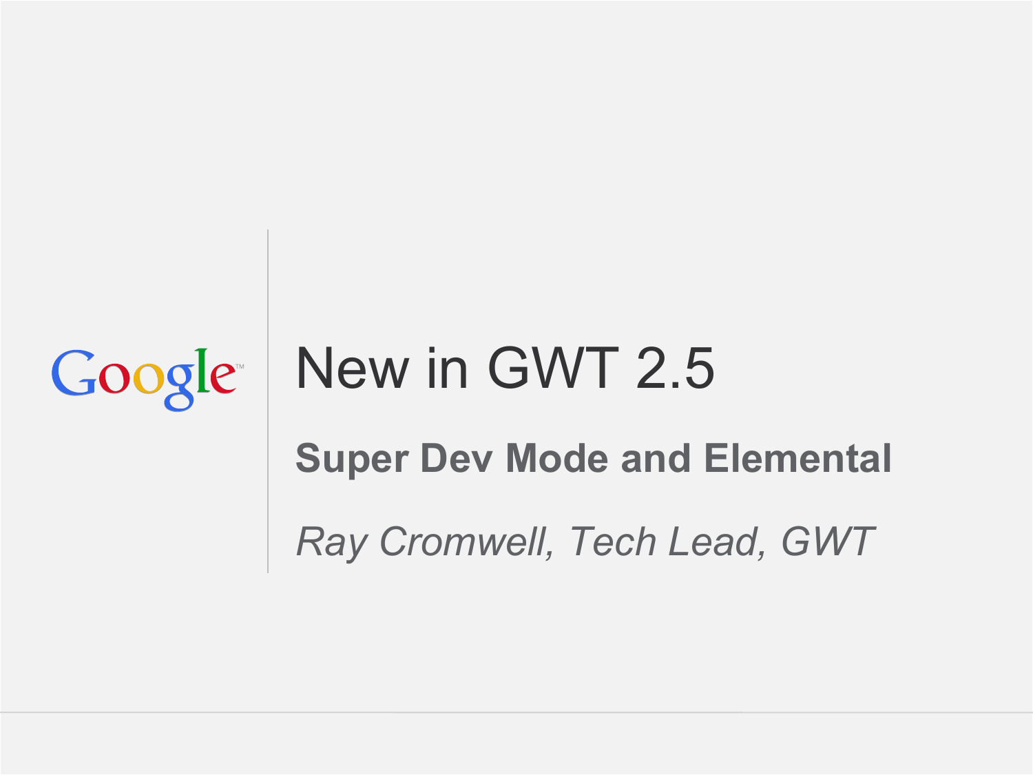Google

# New in GWT 2.5

## Super Dev Mode and Elemental

*Ray Cromwell, Tech Lead, GWT*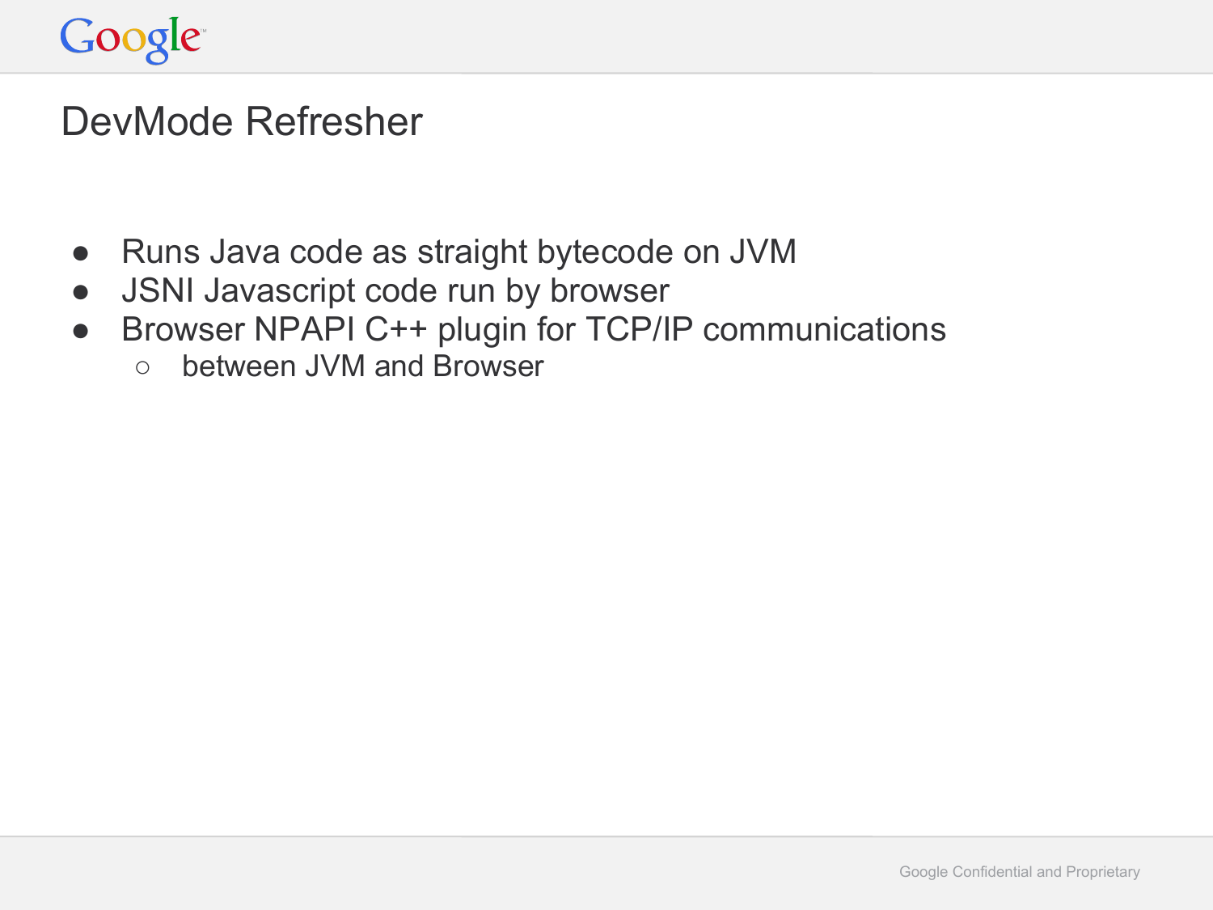# DevMode Refresher

- Runs Java code as straight bytecode on JVM
- JSNI Javascript code run by browser
- Browser NPAPI C++ plugin for TCP/IP communications
  - between JVM and Browser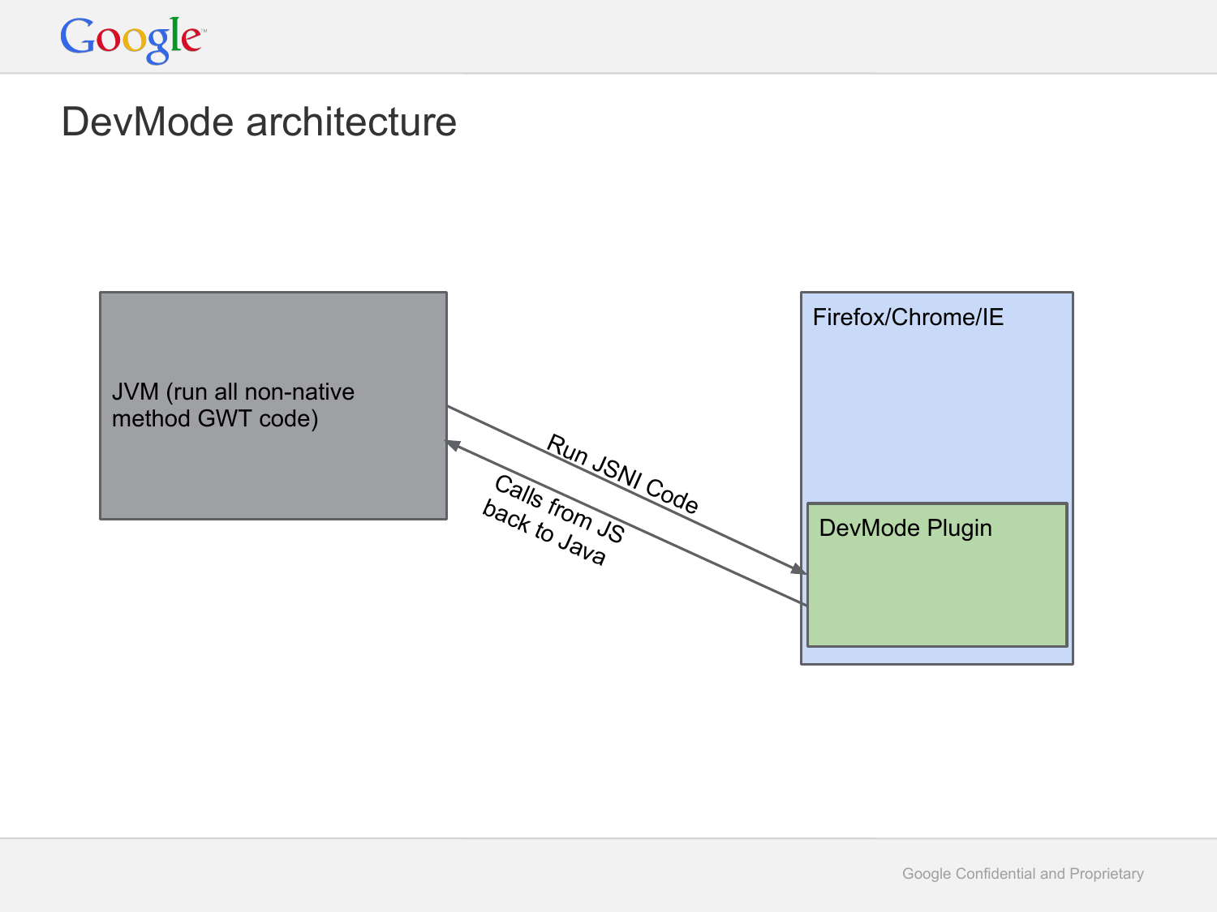# DevMode architecture

JVM (run all non-native method GWT code)

Run JSNI Code

Calls from JS back to Java

Firefox/Chrome/IE

DevMode Plugin

Google Confidential and Proprietary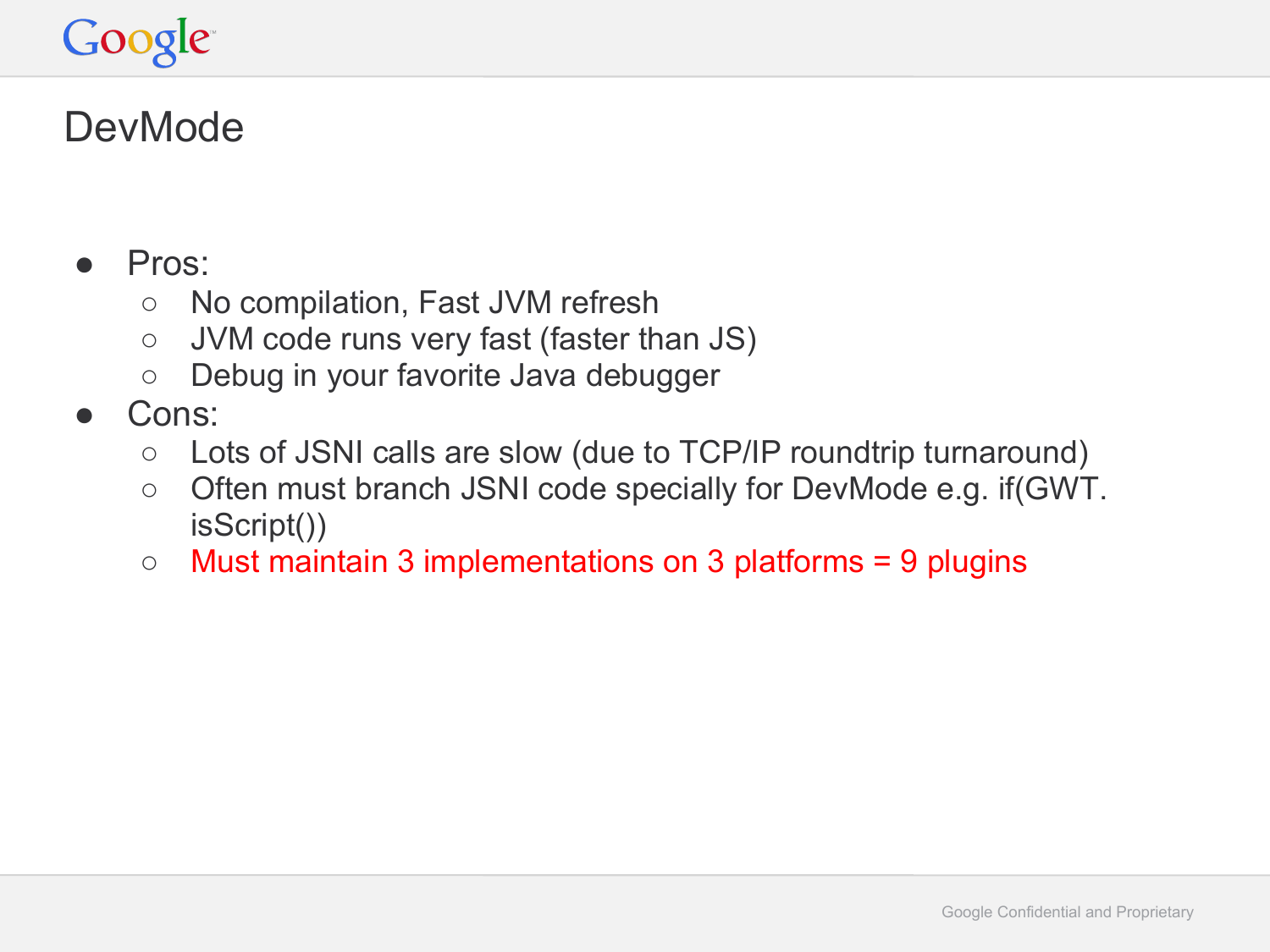# DevMode

- Pros:
  - No compilation, Fast JVM refresh
  - JVM code runs very fast (faster than JS)
  - Debug in your favorite Java debugger
- Cons:
  - Lots of JSNI calls are slow (due to TCP/IP roundtrip turnaround)
  - Often must branch JSNI code specially for DevMode e.g. if(GWT.isScript())
  - Must maintain 3 implementations on 3 platforms = 9 plugins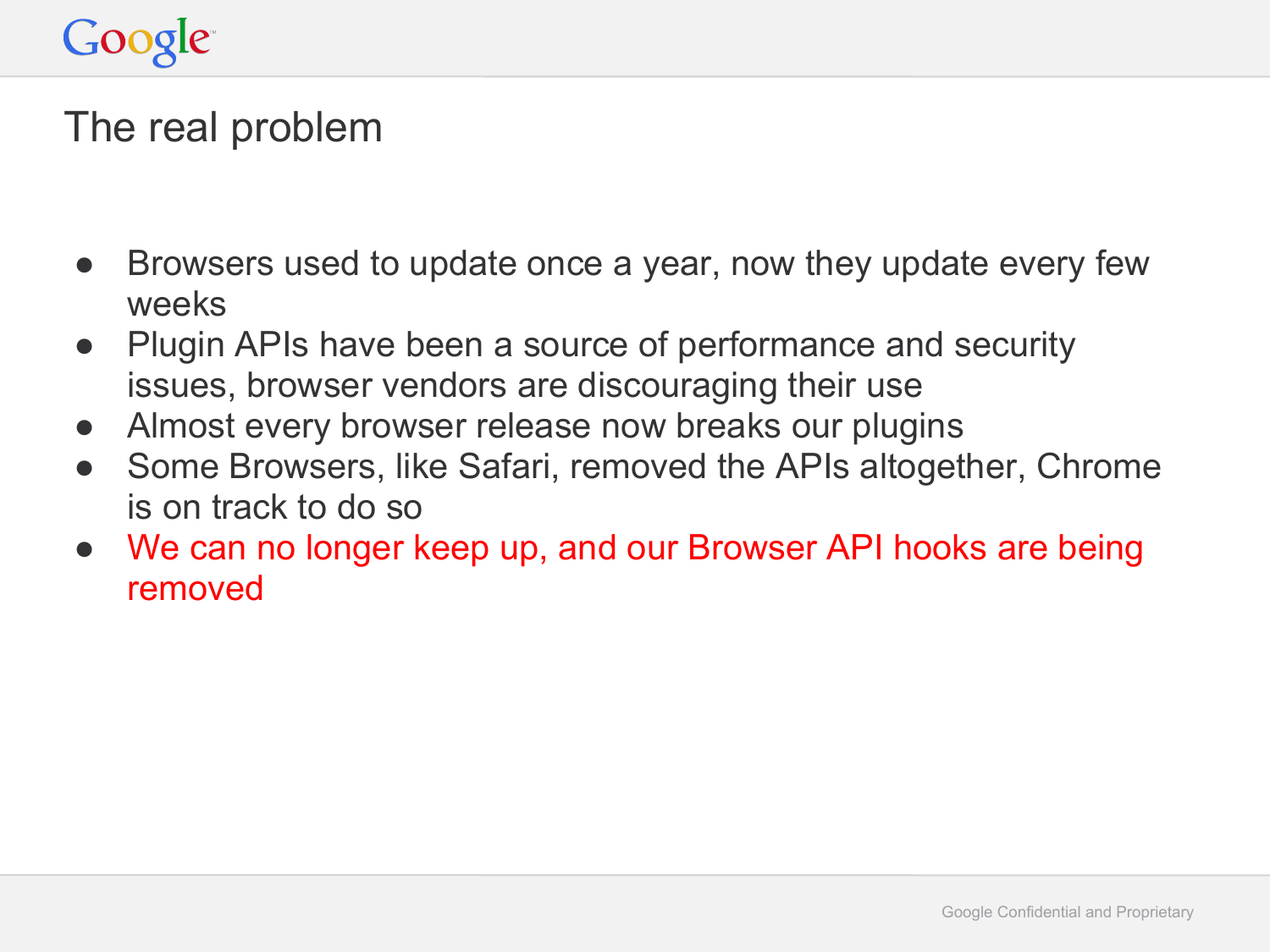## The real problem

- Browsers used to update once a year, now they update every few weeks
- Plugin APIs have been a source of performance and security issues, browser vendors are discouraging their use
- Almost every browser release now breaks our plugins
- Some Browsers, like Safari, removed the APIs altogether, Chrome is on track to do so
- We can no longer keep up, and our Browser API hooks are being removed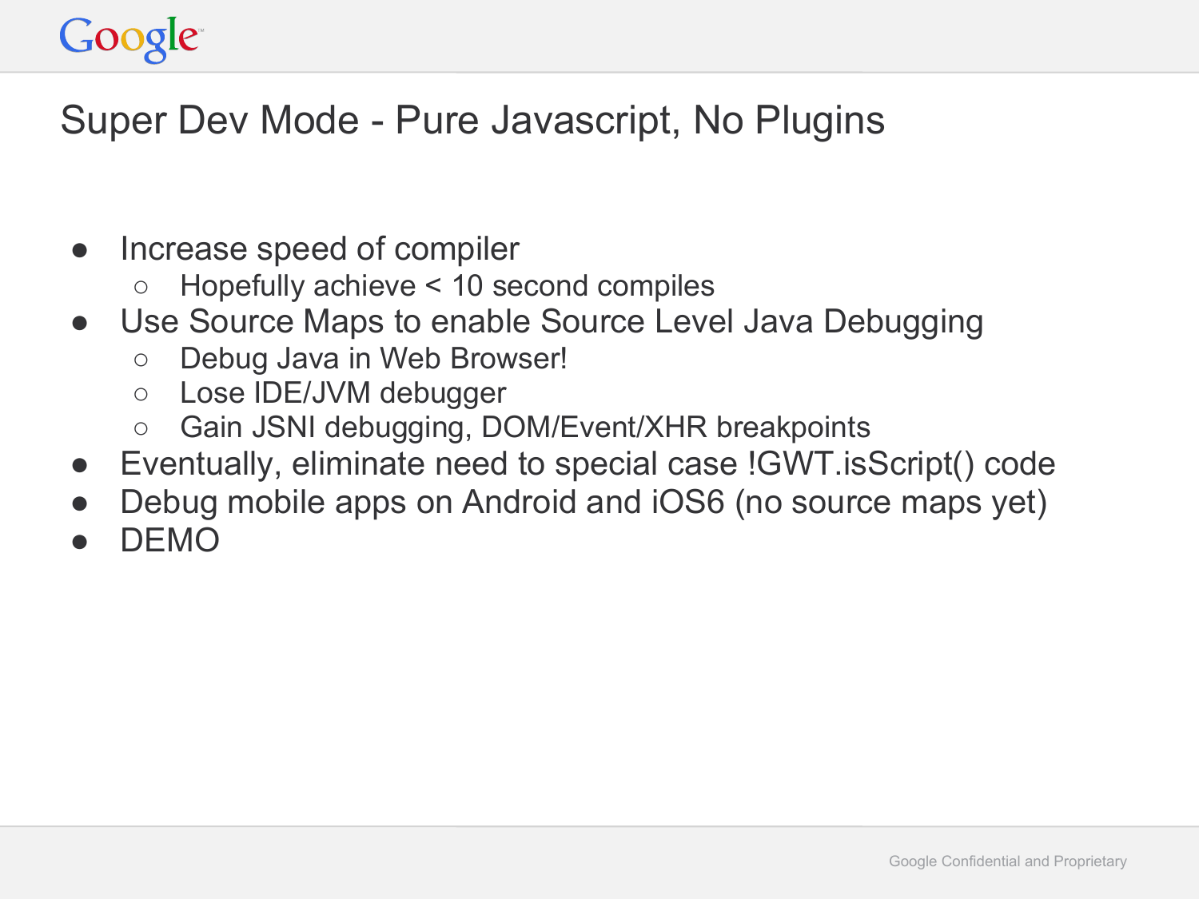# Super Dev Mode - Pure Javascript, No Plugins

- Increase speed of compiler
  - Hopefully achieve < 10 second compiles
- Use Source Maps to enable Source Level Java Debugging
  - Debug Java in Web Browser!
  - Lose IDE/JVM debugger
  - Gain JSNI debugging, DOM/Event/XHR breakpoints
- Eventually, eliminate need to special case !GWT.isScript() code
- Debug mobile apps on Android and iOS6 (no source maps yet)
- DEMO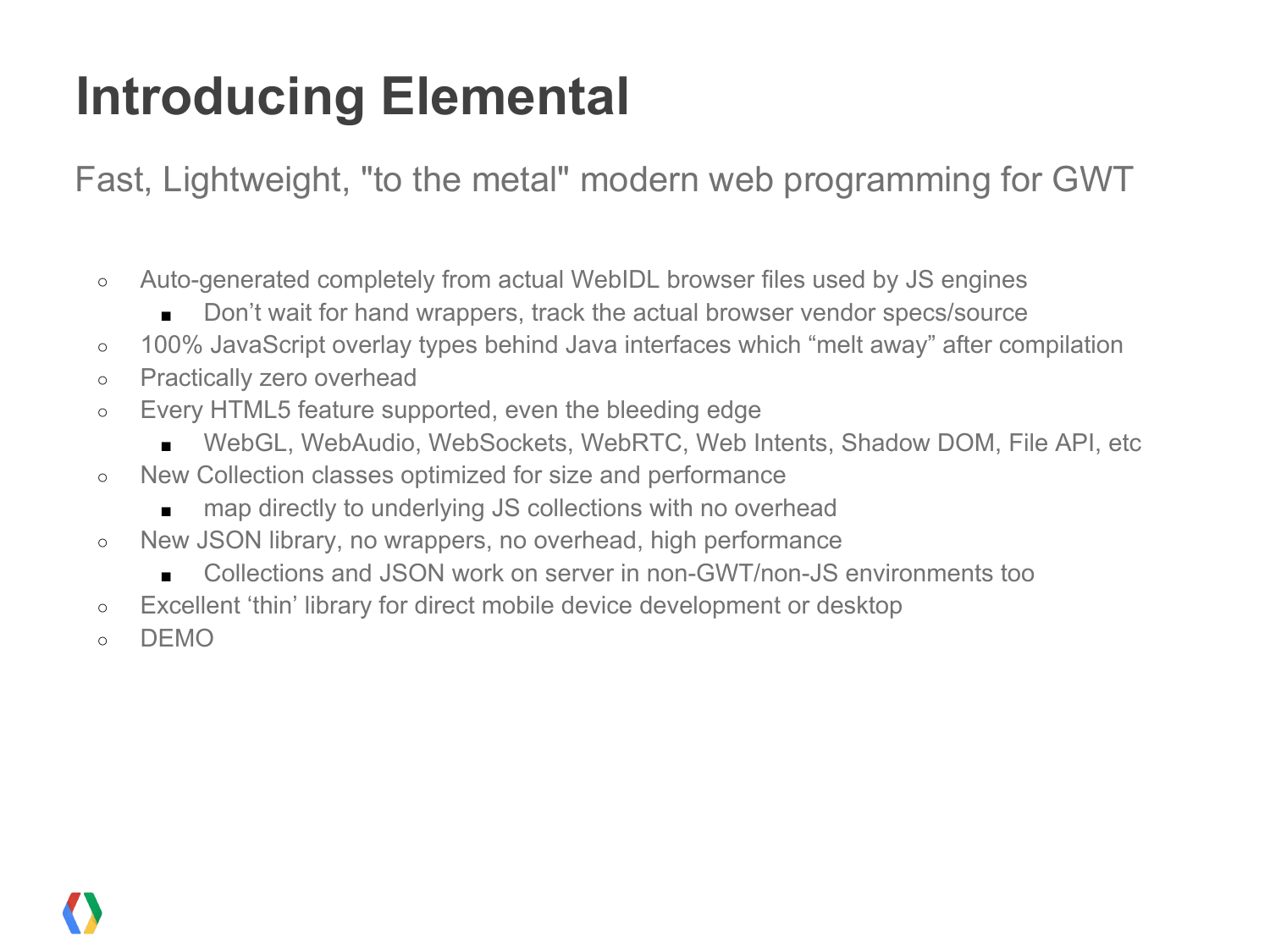# Introducing Elemental

Fast, Lightweight, "to the metal" modern web programming for GWT

- Auto-generated completely from actual WebIDL browser files used by JS engines
  - Don't wait for hand wrappers, track the actual browser vendor specs/source
- 100% JavaScript overlay types behind Java interfaces which "melt away" after compilation
- Practically zero overhead
- Every HTML5 feature supported, even the bleeding edge
  - WebGL, WebAudio, WebSockets, WebRTC, Web Intents, Shadow DOM, File API, etc
- New Collection classes optimized for size and performance
  - map directly to underlying JS collections with no overhead
- New JSON library, no wrappers, no overhead, high performance
  - Collections and JSON work on server in non-GWT/non-JS environments too
- Excellent 'thin' library for direct mobile device development or desktop
- DEMO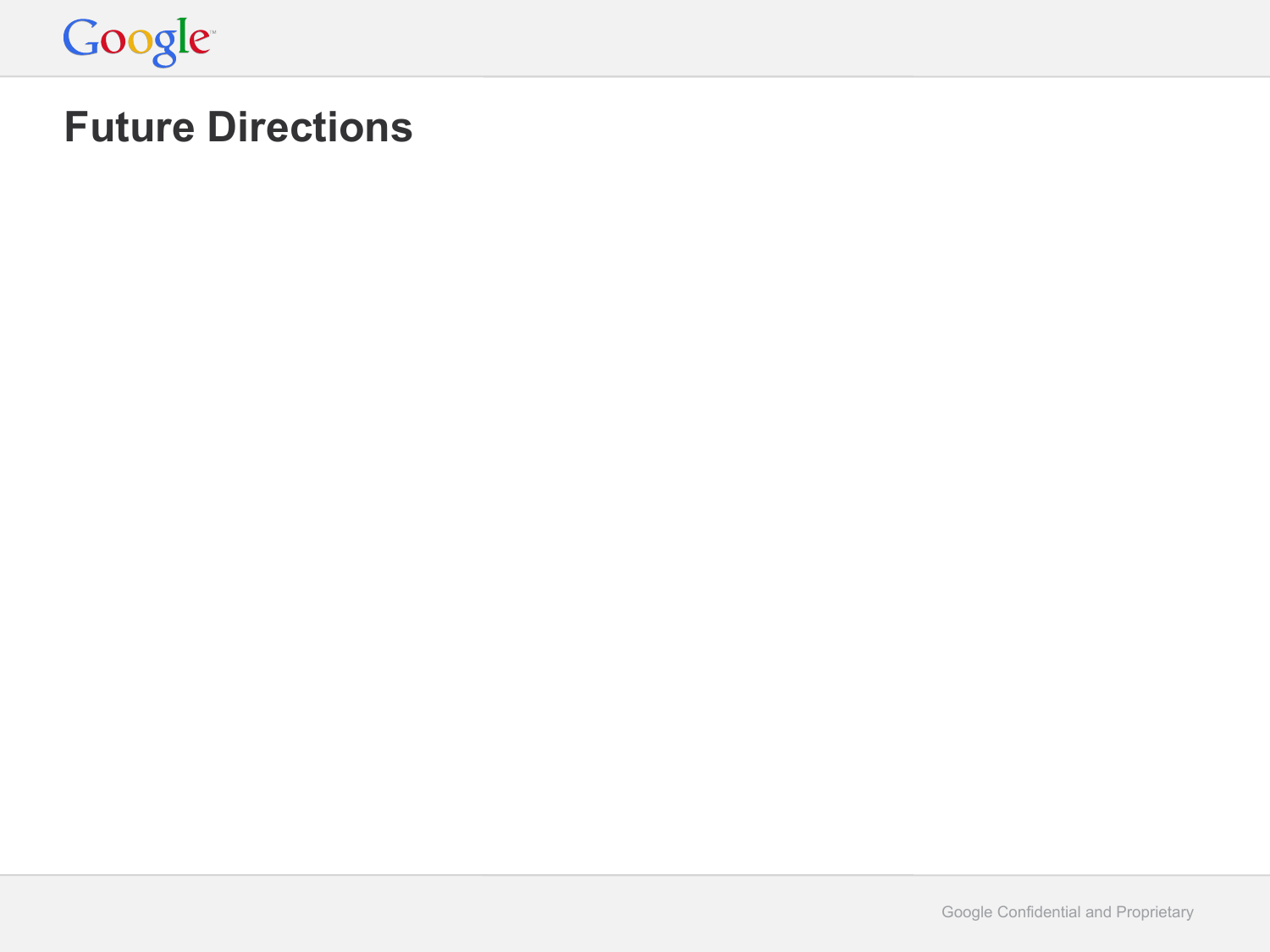# Future Directions